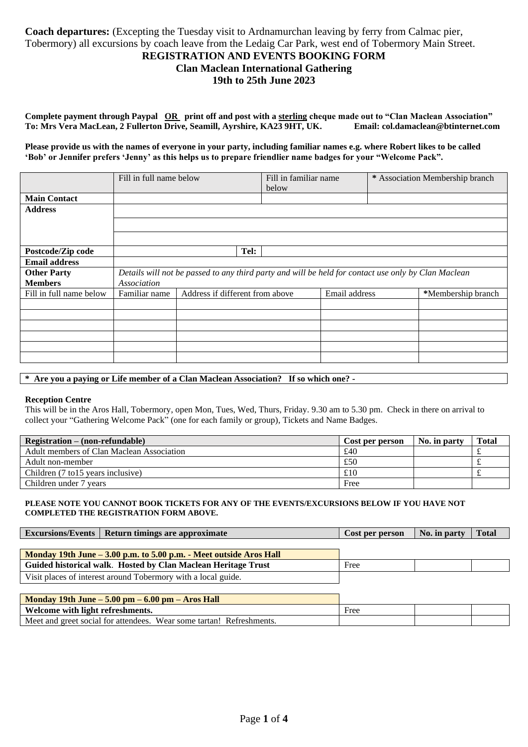**Coach departures:** (Excepting the Tuesday visit to Ardnamurchan leaving by ferry from Calmac pier, Tobermory) all excursions by coach leave from the Ledaig Car Park, west end of Tobermory Main Street.

# REGISTRATION AND EVENTS BOOKING FORM
## Clan Maclean International Gathering
## 19th to 25th June 2023

**Complete payment through Paypal OR print off and post with a sterling cheque made out to "Clan Maclean Association" To: Mrs Vera MacLean, 2 Fullerton Drive, Seamill, Ayrshire, KA23 9HT, UK. Email: col.damaclean@btinternet.com**

**Please provide us with the names of everyone in your party, including familiar names e.g. where Robert likes to be called 'Bob' or Jennifer prefers 'Jenny' as this helps us to prepare friendlier name badges for your "Welcome Pack".**

| | Fill in full name below | Fill in familiar name below | * Association Membership branch |
|---|---|---|---|
| **Main Contact** | | | |
| **Address** | | | |
| | | | |
| | | | |
| **Postcode/Zip code** | **Tel:** | | |
| **Email address** | | | |
| **Other Party Members** | *Details will not be passed to any third party and will be held for contact use only by Clan Maclean Association* | | |

| Fill in full name below | Familiar name | Address if different from above | Email address | *Membership branch |
|---|---|---|---|---|
| | | | | |
| | | | | |
| | | | | |
| | | | | |
| | | | | |
| | | | | |

**\* Are you a paying or Life member of a Clan Maclean Association? If so which one? -**

**Reception Centre**

This will be in the Aros Hall, Tobermory, open Mon, Tues, Wed, Thurs, Friday. 9.30 am to 5.30 pm. Check in there on arrival to collect your "Gathering Welcome Pack" (one for each family or group), Tickets and Name Badges.

| **Registration – (non-refundable)** | **Cost per person** | **No. in party** | **Total** |
|---|---|---|---|
| Adult members of Clan Maclean Association | £40 | | £ |
| Adult non-member | £50 | | £ |
| Children (7 to15 years inclusive) | £10 | | £ |
| Children under 7 years | Free | | |

**PLEASE NOTE YOU CANNOT BOOK TICKETS FOR ANY OF THE EVENTS/EXCURSIONS BELOW IF YOU HAVE NOT COMPLETED THE REGISTRATION FORM ABOVE.**

| **Excursions/Events** – **Return timings are approximate** | **Cost per person** | **No. in party** | **Total** |
|---|---|---|---|
| **Monday 19th June – 3.00 p.m. to 5.00 p.m. - Meet outside Aros Hall** | | | |
| **Guided historical walk**. **Hosted by Clan Maclean Heritage Trust** | Free | | |
| Visit places of interest around Tobermory with a local guide. | | | |
| **Monday 19th June – 5.00 pm – 6.00 pm – Aros Hall** | | | |
| **Welcome with light refreshments.** | Free | | |
| Meet and greet social for attendees. Wear some tartan! Refreshments. | | | |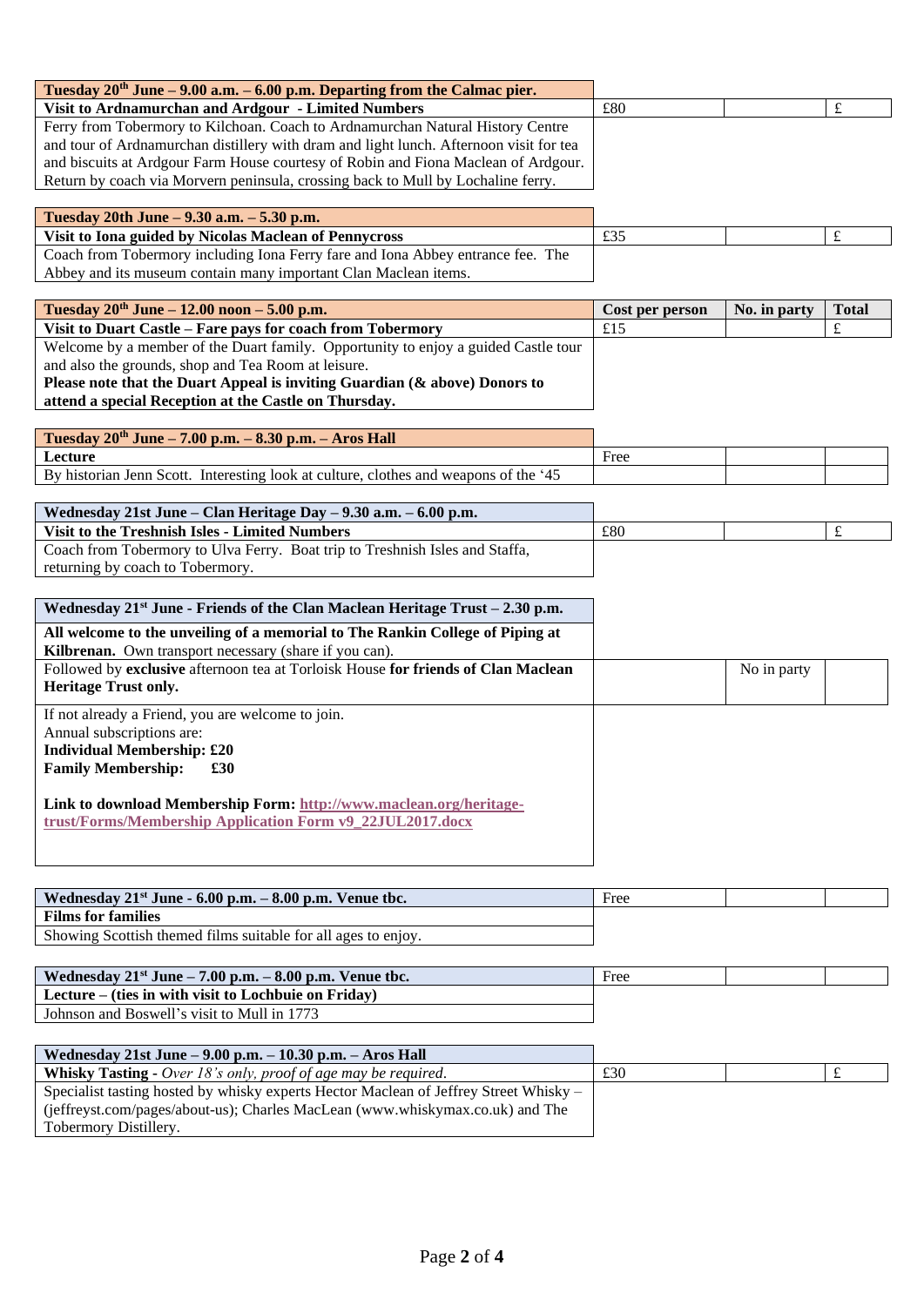| Event | Cost per person | No. in party | Total |
|---|---|---|---|
| **Tuesday 20th June – 9.00 a.m. – 6.00 p.m. Departing from the Calmac pier.** | | | |
| **Visit to Ardnamurchan and Ardgour - Limited Numbers** | £80 | | £ |
| Ferry from Tobermory to Kilchoan. Coach to Ardnamurchan Natural History Centre and tour of Ardnamurchan distillery with dram and light lunch. Afternoon visit for tea and biscuits at Ardgour Farm House courtesy of Robin and Fiona Maclean of Ardgour. Return by coach via Morvern peninsula, crossing back to Mull by Lochaline ferry. | | | |
| **Tuesday 20th June – 9.30 a.m. – 5.30 p.m.** | | | |
| **Visit to Iona guided by Nicolas Maclean of Pennycross** | £35 | | £ |
| Coach from Tobermory including Iona Ferry fare and Iona Abbey entrance fee. The Abbey and its museum contain many important Clan Maclean items. | | | |
| **Tuesday 20th June – 12.00 noon – 5.00 p.m.** | **Cost per person** | **No. in party** | **Total** |
| **Visit to Duart Castle – Fare pays for coach from Tobermory** | £15 | | £ |
| Welcome by a member of the Duart family. Opportunity to enjoy a guided Castle tour and also the grounds, shop and Tea Room at leisure. **Please note that the Duart Appeal is inviting Guardian (& above) Donors to attend a special Reception at the Castle on Thursday.** | | | |
| **Tuesday 20th June – 7.00 p.m. – 8.30 p.m. – Aros Hall** | | | |
| **Lecture** | Free | | |
| By historian Jenn Scott. Interesting look at culture, clothes and weapons of the '45 | | | |
| **Wednesday 21st June – Clan Heritage Day – 9.30 a.m. – 6.00 p.m.** | | | |
| **Visit to the Treshnish Isles - Limited Numbers** | £80 | | £ |
| Coach from Tobermory to Ulva Ferry. Boat trip to Treshnish Isles and Staffa, returning by coach to Tobermory. | | | |
| **Wednesday 21st June - Friends of the Clan Maclean Heritage Trust – 2.30 p.m.** | | | |
| **All welcome to the unveiling of a memorial to The Rankin College of Piping at Kilbrenan.** Own transport necessary (share if you can). | | | |
| Followed by **exclusive** afternoon tea at Torloisk House **for friends of Clan Maclean Heritage Trust only.** | | No in party | |
| If not already a Friend, you are welcome to join.<br>Annual subscriptions are:<br>**Individual Membership: £20**<br>**Family Membership: £30**<br><br>**Link to download Membership Form: http://www.maclean.org/heritage-trust/Forms/Membership Application Form v9_22JUL2017.docx** | | | |
| **Wednesday 21st June - 6.00 p.m. – 8.00 p.m. Venue tbc.** | Free | | |
| **Films for families** | | | |
| Showing Scottish themed films suitable for all ages to enjoy. | | | |
| **Wednesday 21st June – 7.00 p.m. – 8.00 p.m. Venue tbc.** | Free | | |
| **Lecture – (ties in with visit to Lochbuie on Friday)** | | | |
| Johnson and Boswell's visit to Mull in 1773 | | | |
| **Wednesday 21st June – 9.00 p.m. – 10.30 p.m. – Aros Hall** | | | |
| **Whisky Tasting** - *Over 18's only, proof of age may be required.* | £30 | | £ |
| Specialist tasting hosted by whisky experts Hector Maclean of Jeffrey Street Whisky – (jeffreyst.com/pages/about-us); Charles MacLean (www.whiskymax.co.uk) and The Tobermory Distillery. | | | |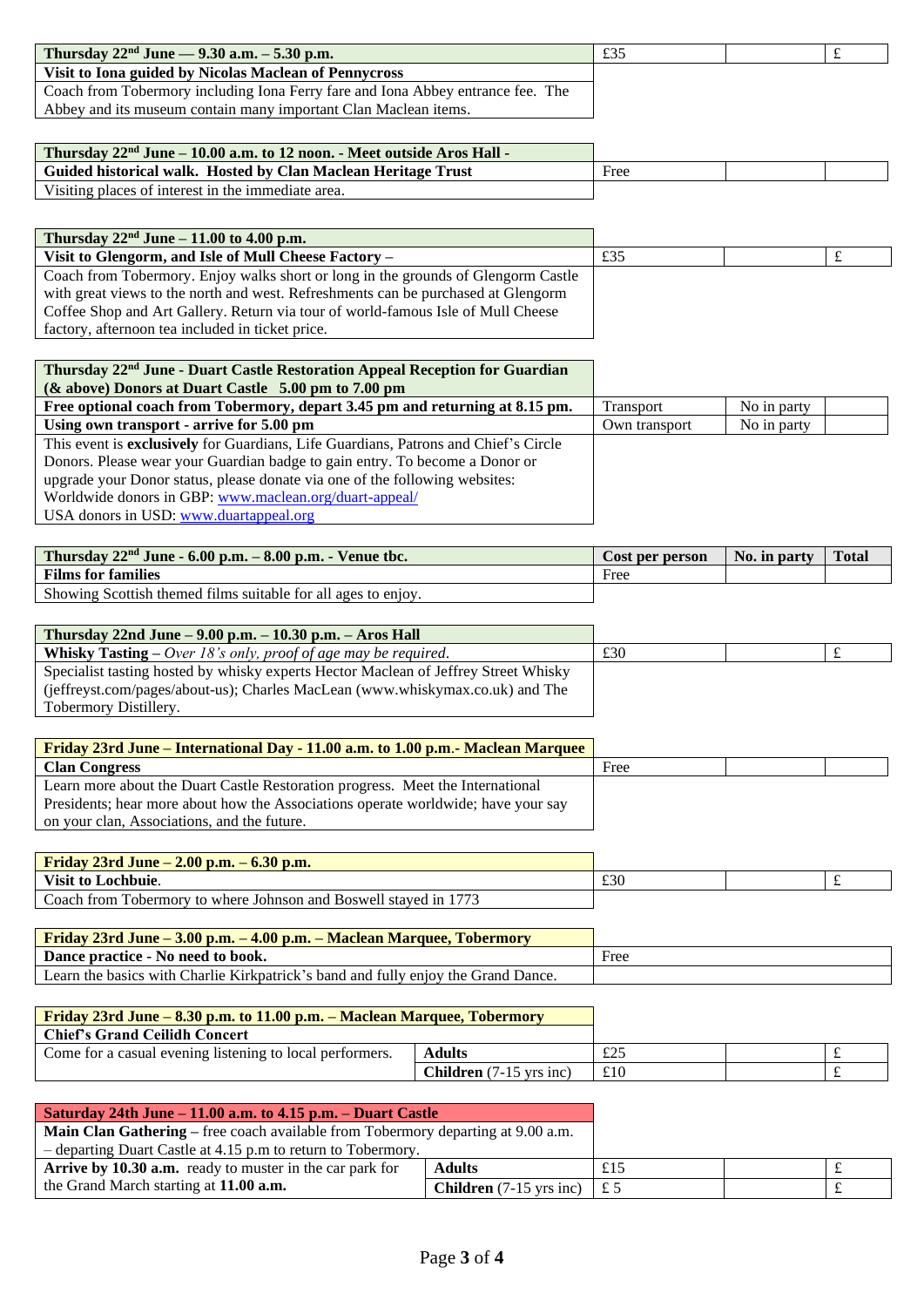| **Thursday 22nd June — 9.30 a.m. – 5.30 p.m.** | £35 | | £ |
|---|---|---|---|
| **Visit to Iona guided by Nicolas Maclean of Pennycross** | | | |
| Coach from Tobermory including Iona Ferry fare and Iona Abbey entrance fee. The Abbey and its museum contain many important Clan Maclean items. | | | |

| **Thursday 22nd June – 10.00 a.m. to 12 noon. - Meet outside Aros Hall -** | | | |
|---|---|---|---|
| **Guided historical walk. Hosted by Clan Maclean Heritage Trust** | Free | | |
| Visiting places of interest in the immediate area. | | | |

| **Thursday 22nd June – 11.00 to 4.00 p.m.** | | | |
|---|---|---|---|
| **Visit to Glengorm, and Isle of Mull Cheese Factory –** | £35 | | £ |
| Coach from Tobermory. Enjoy walks short or long in the grounds of Glengorm Castle with great views to the north and west. Refreshments can be purchased at Glengorm Coffee Shop and Art Gallery. Return via tour of world-famous Isle of Mull Cheese factory, afternoon tea included in ticket price. | | | |

| **Thursday 22nd June - Duart Castle Restoration Appeal Reception for Guardian (& above) Donors at Duart Castle 5.00 pm to 7.00 pm** | | | |
|---|---|---|---|
| **Free optional coach from Tobermory, depart 3.45 pm and returning at 8.15 pm.** | Transport | No in party | |
| **Using own transport - arrive for 5.00 pm** | Own transport | No in party | |
| This event is **exclusively** for Guardians, Life Guardians, Patrons and Chief's Circle Donors. Please wear your Guardian badge to gain entry. To become a Donor or upgrade your Donor status, please donate via one of the following websites: Worldwide donors in GBP: www.maclean.org/duart-appeal/ USA donors in USD: www.duartappeal.org | | | |

| **Thursday 22nd June - 6.00 p.m. – 8.00 p.m. - Venue tbc.** | **Cost per person** | **No. in party** | **Total** |
|---|---|---|---|
| **Films for families** | Free | | |
| Showing Scottish themed films suitable for all ages to enjoy. | | | |

| **Thursday 22nd June – 9.00 p.m. – 10.30 p.m. – Aros Hall** | | | |
|---|---|---|---|
| **Whisky Tasting** – *Over 18's only, proof of age may be required.* | £30 | | £ |
| Specialist tasting hosted by whisky experts Hector Maclean of Jeffrey Street Whisky (jeffreyst.com/pages/about-us); Charles MacLean (www.whiskymax.co.uk) and The Tobermory Distillery. | | | |

| **Friday 23rd June – International Day - 11.00 a.m. to 1.00 p.m.- Maclean Marquee** | | | |
|---|---|---|---|
| **Clan Congress** | Free | | |
| Learn more about the Duart Castle Restoration progress. Meet the International Presidents; hear more about how the Associations operate worldwide; have your say on your clan, Associations, and the future. | | | |

| **Friday 23rd June – 2.00 p.m. – 6.30 p.m.** | | | |
|---|---|---|---|
| **Visit to Lochbuie**. | £30 | | £ |
| Coach from Tobermory to where Johnson and Boswell stayed in 1773 | | | |

| **Friday 23rd June – 3.00 p.m. – 4.00 p.m. – Maclean Marquee, Tobermory** | |
|---|---|
| **Dance practice - No need to book.** | Free |
| Learn the basics with Charlie Kirkpatrick's band and fully enjoy the Grand Dance. | |

| **Friday 23rd June – 8.30 p.m. to 11.00 p.m. – Maclean Marquee, Tobermory** | | | | |
|---|---|---|---|---|
| **Chief's Grand Ceilidh Concert** | | | | |
| Come for a casual evening listening to local performers. | **Adults** | £25 | | £ |
| | **Children** (7-15 yrs inc) | £10 | | £ |

| **Saturday 24th June – 11.00 a.m. to 4.15 p.m. – Duart Castle** | | | | |
|---|---|---|---|---|
| **Main Clan Gathering** – free coach available from Tobermory departing at 9.00 a.m. – departing Duart Castle at 4.15 p.m to return to Tobermory. | | | | |
| **Arrive by 10.30 a.m.** ready to muster in the car park for the Grand March starting at **11.00 a.m.** | **Adults** | £15 | | £ |
| | **Children** (7-15 yrs inc) | £ 5 | | £ |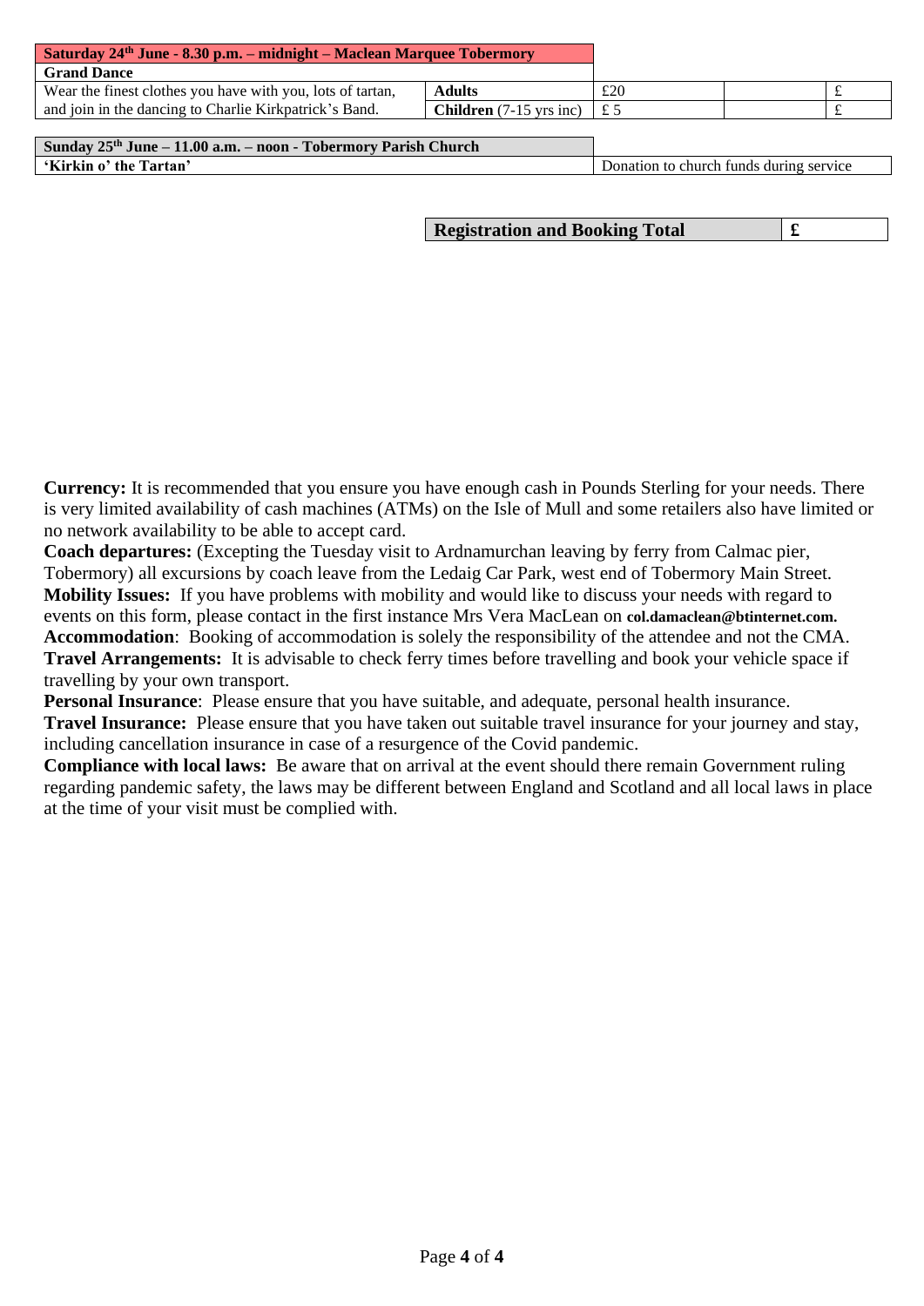| Saturday 24th June - 8.30 p.m. – midnight – Maclean Marquee Tobermory | | | | |
|---|---|---|---|---|
| **Grand Dance** | | | | |
| Wear the finest clothes you have with you, lots of tartan, and join in the dancing to Charlie Kirkpatrick's Band. | **Adults** | £20 | | £ |
| | **Children** (7-15 yrs inc) | £ 5 | | £ |

| Sunday 25th June – 11.00 a.m. – noon - Tobermory Parish Church | |
|---|---|
| **'Kirkin o' the Tartan'** | Donation to church funds during service |

| **Registration and Booking Total** | **£** |
|---|---|

**Currency:** It is recommended that you ensure you have enough cash in Pounds Sterling for your needs. There is very limited availability of cash machines (ATMs) on the Isle of Mull and some retailers also have limited or no network availability to be able to accept card.

**Coach departures:** (Excepting the Tuesday visit to Ardnamurchan leaving by ferry from Calmac pier, Tobermory) all excursions by coach leave from the Ledaig Car Park, west end of Tobermory Main Street.

**Mobility Issues:** If you have problems with mobility and would like to discuss your needs with regard to events on this form, please contact in the first instance Mrs Vera MacLean on **col.damaclean@btinternet.com.**

**Accommodation**: Booking of accommodation is solely the responsibility of the attendee and not the CMA.

**Travel Arrangements:** It is advisable to check ferry times before travelling and book your vehicle space if travelling by your own transport.

**Personal Insurance**: Please ensure that you have suitable, and adequate, personal health insurance.

**Travel Insurance:** Please ensure that you have taken out suitable travel insurance for your journey and stay, including cancellation insurance in case of a resurgence of the Covid pandemic.

**Compliance with local laws:** Be aware that on arrival at the event should there remain Government ruling regarding pandemic safety, the laws may be different between England and Scotland and all local laws in place at the time of your visit must be complied with.